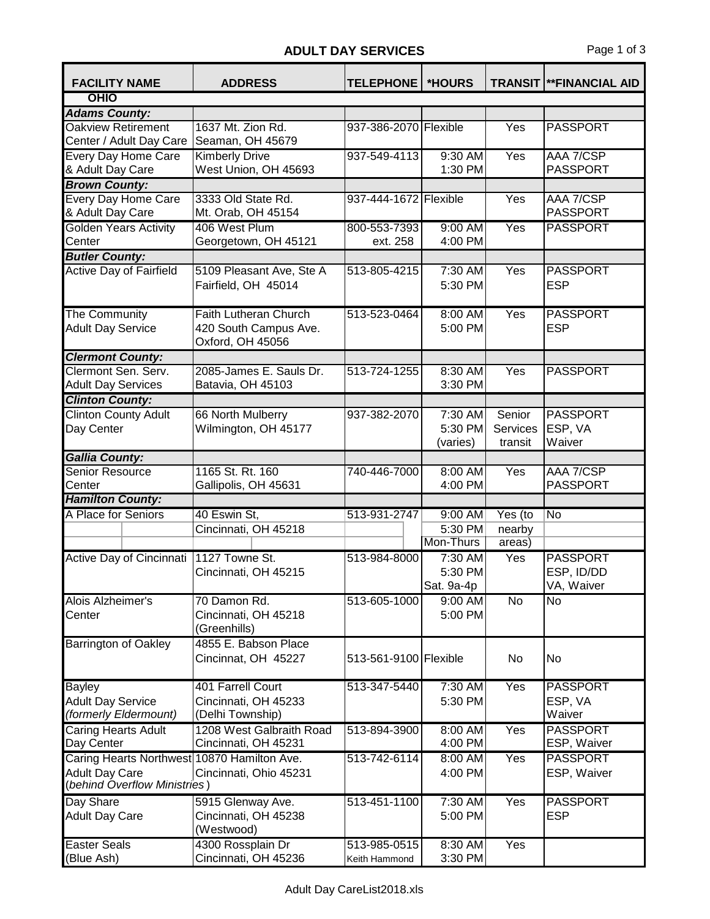# ADULT DAY SERVICES

| FACILITY NAME | ADDRESS | TELEPHONE | *HOURS | TRANSIT | **FINANCIAL AID |
|---|---|---|---|---|---|
| **OHIO** | | | | | |
| ***Adams County:*** | | | | | |
| Oakview Retirement Center / Adult Day Care | 1637 Mt. Zion Rd. Seaman, OH 45679 | 937-386-2070 | Flexible | Yes | PASSPORT |
| Every Day Home Care & Adult Day Care | Kimberly Drive West Union, OH 45693 | 937-549-4113 | 9:30 AM 1:30 PM | Yes | AAA 7/CSP PASSPORT |
| ***Brown County:*** | | | | | |
| Every Day Home Care & Adult Day Care | 3333 Old State Rd. Mt. Orab, OH 45154 | 937-444-1672 | Flexible | Yes | AAA 7/CSP PASSPORT |
| Golden Years Activity Center | 406 West Plum Georgetown, OH 45121 | 800-553-7393 ext. 258 | 9:00 AM 4:00 PM | Yes | PASSPORT |
| ***Butler County:*** | | | | | |
| Active Day of Fairfield | 5109 Pleasant Ave, Ste A Fairfield, OH 45014 | 513-805-4215 | 7:30 AM 5:30 PM | Yes | PASSPORT ESP |
| The Community Adult Day Service | Faith Lutheran Church 420 South Campus Ave. Oxford, OH 45056 | 513-523-0464 | 8:00 AM 5:00 PM | Yes | PASSPORT ESP |
| ***Clermont County:*** | | | | | |
| Clermont Sen. Serv. Adult Day Services | 2085-James E. Sauls Dr. Batavia, OH 45103 | 513-724-1255 | 8:30 AM 3:30 PM | Yes | PASSPORT |
| ***Clinton County:*** | | | | | |
| Clinton County Adult Day Center | 66 North Mulberry Wilmington, OH 45177 | 937-382-2070 | 7:30 AM 5:30 PM (varies) | Senior Services transit | PASSPORT ESP, VA Waiver |
| ***Gallia County:*** | | | | | |
| Senior Resource Center | 1165 St. Rt. 160 Gallipolis, OH 45631 | 740-446-7000 | 8:00 AM 4:00 PM | Yes | AAA 7/CSP PASSPORT |
| ***Hamilton County:*** | | | | | |
| A Place for Seniors | 40 Eswin St, Cincinnati, OH 45218 | 513-931-2747 | 9:00 AM 5:30 PM Mon-Thurs | Yes (to nearby areas) | No |
| Active Day of Cincinnati | 1127 Towne St. Cincinnati, OH 45215 | 513-984-8000 | 7:30 AM 5:30 PM Sat. 9a-4p | Yes | PASSPORT ESP, ID/DD VA, Waiver |
| Alois Alzheimer's Center | 70 Damon Rd. Cincinnati, OH 45218 (Greenhills) | 513-605-1000 | 9:00 AM 5:00 PM | No | No |
| Barrington of Oakley | 4855 E. Babson Place Cincinnat, OH 45227 | 513-561-9100 | Flexible | No | No |
| Bayley Adult Day Service *(formerly Eldermount)* | 401 Farrell Court Cincinnati, OH 45233 (Delhi Township) | 513-347-5440 | 7:30 AM 5:30 PM | Yes | PASSPORT ESP, VA Waiver |
| Caring Hearts Adult Day Center | 1208 West Galbraith Road Cincinnati, OH 45231 | 513-894-3900 | 8:00 AM 4:00 PM | Yes | PASSPORT ESP, Waiver |
| Caring Hearts Northwest Adult Day Care (*behind Overflow Ministries*) | 10870 Hamilton Ave. Cincinnati, Ohio 45231 | 513-742-6114 | 8:00 AM 4:00 PM | Yes | PASSPORT ESP, Waiver |
| Day Share Adult Day Care | 5915 Glenway Ave. Cincinnati, OH 45238 (Westwood) | 513-451-1100 | 7:30 AM 5:00 PM | Yes | PASSPORT ESP |
| Easter Seals (Blue Ash) | 4300 Rossplain Dr Cincinnati, OH 45236 | 513-985-0515 Keith Hammond | 8:30 AM 3:30 PM | Yes | |

Adult Day CareList2018.xls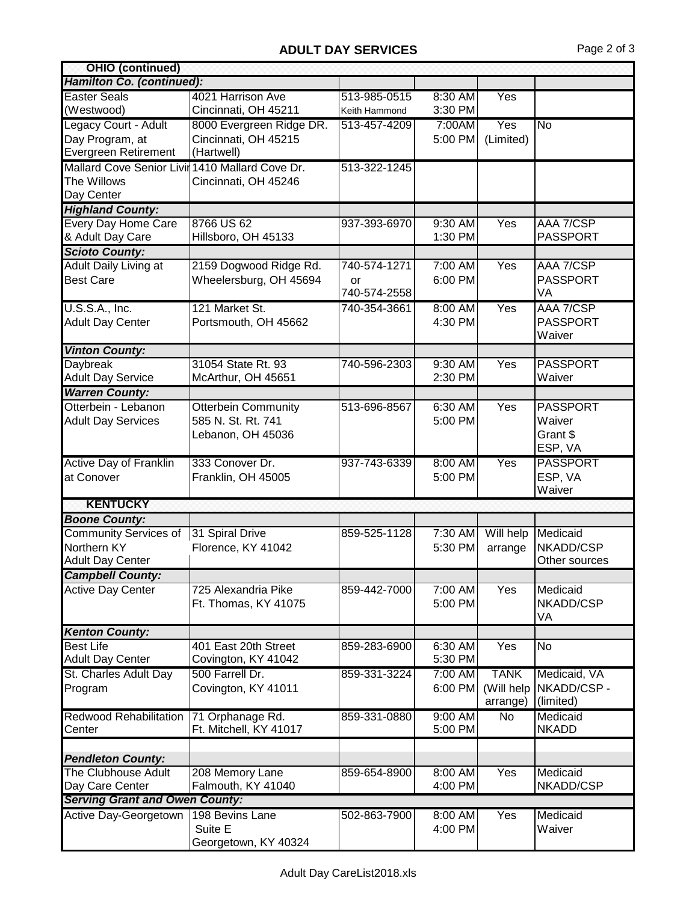## ADULT DAY SERVICES

| | | | | | |
|---|---|---|---|---|---|
| **OHIO (continued)** | | | | | |
| ***Hamilton Co. (continued):*** | | | | | |
| Easter Seals (Westwood) | 4021 Harrison Ave Cincinnati, OH 45211 | 513-985-0515 Keith Hammond | 8:30 AM 3:30 PM | Yes | |
| Legacy Court - Adult Day Program, at Evergreen Retirement | 8000 Evergreen Ridge DR. Cincinnati, OH 45215 (Hartwell) | 513-457-4209 | 7:00AM 5:00 PM | Yes (Limited) | No |
| Mallard Cove Senior Livir The Willows Day Center | 1410 Mallard Cove Dr. Cincinnati, OH 45246 | 513-322-1245 | | | |
| ***Highland County:*** | | | | | |
| Every Day Home Care & Adult Day Care | 8766 US 62 Hillsboro, OH 45133 | 937-393-6970 | 9:30 AM 1:30 PM | Yes | AAA 7/CSP PASSPORT |
| ***Scioto County:*** | | | | | |
| Adult Daily Living at Best Care | 2159 Dogwood Ridge Rd. Wheelersburg, OH 45694 | 740-574-1271 or 740-574-2558 | 7:00 AM 6:00 PM | Yes | AAA 7/CSP PASSPORT VA |
| U.S.S.A., Inc. Adult Day Center | 121 Market St. Portsmouth, OH 45662 | 740-354-3661 | 8:00 AM 4:30 PM | Yes | AAA 7/CSP PASSPORT Waiver |
| ***Vinton County:*** | | | | | |
| Daybreak Adult Day Service | 31054 State Rt. 93 McArthur, OH 45651 | 740-596-2303 | 9:30 AM 2:30 PM | Yes | PASSPORT Waiver |
| ***Warren County:*** | | | | | |
| Otterbein - Lebanon Adult Day Services | Otterbein Community 585 N. St. Rt. 741 Lebanon, OH 45036 | 513-696-8567 | 6:30 AM 5:00 PM | Yes | PASSPORT Waiver Grant $ ESP, VA |
| Active Day of Franklin at Conover | 333 Conover Dr. Franklin, OH 45005 | 937-743-6339 | 8:00 AM 5:00 PM | Yes | PASSPORT ESP, VA Waiver |
| **KENTUCKY** | | | | | |
| ***Boone County:*** | | | | | |
| Community Services of Northern KY Adult Day Center | 31 Spiral Drive Florence, KY 41042 | 859-525-1128 | 7:30 AM 5:30 PM | Will help arrange | Medicaid NKADD/CSP Other sources |
| ***Campbell County:*** | | | | | |
| Active Day Center | 725 Alexandria Pike Ft. Thomas, KY 41075 | 859-442-7000 | 7:00 AM 5:00 PM | Yes | Medicaid NKADD/CSP VA |
| ***Kenton County:*** | | | | | |
| Best Life Adult Day Center | 401 East 20th Street Covington, KY 41042 | 859-283-6900 | 6:30 AM 5:30 PM | Yes | No |
| St. Charles Adult Day Program | 500 Farrell Dr. Covington, KY 41011 | 859-331-3224 | 7:00 AM 6:00 PM | TANK (Will help arrange) | Medicaid, VA NKADD/CSP - (limited) |
| Redwood Rehabilitation Center | 71 Orphanage Rd. Ft. Mitchell, KY 41017 | 859-331-0880 | 9:00 AM 5:00 PM | No | Medicaid NKADD |
| ***Pendleton County:*** | | | | | |
| The Clubhouse Adult Day Care Center | 208 Memory Lane Falmouth, KY 41040 | 859-654-8900 | 8:00 AM 4:00 PM | Yes | Medicaid NKADD/CSP |
| ***Serving Grant and Owen County:*** | | | | | |
| Active Day-Georgetown | 198 Bevins Lane Suite E Georgetown, KY 40324 | 502-863-7900 | 8:00 AM 4:00 PM | Yes | Medicaid Waiver |

Adult Day CareList2018.xls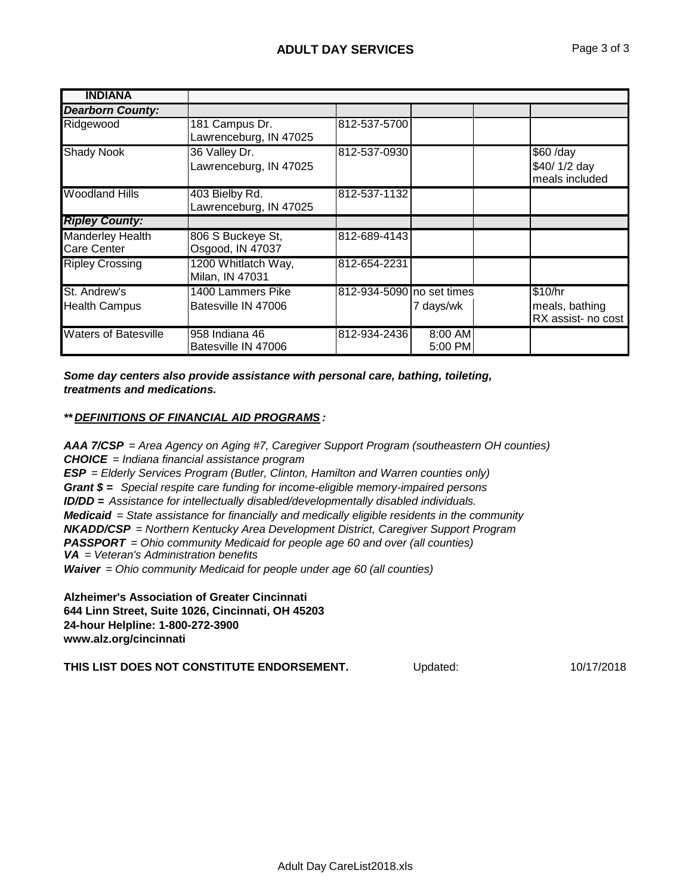## ADULT DAY SERVICES

| INDIANA | | | | | |
|---|---|---|---|---|---|
| ***Dearborn County:*** | | | | | |
| Ridgewood | 181 Campus Dr.<br>Lawrenceburg, IN 47025 | 812-537-5700 | | | |
| Shady Nook | 36 Valley Dr.<br>Lawrenceburg, IN 47025 | 812-537-0930 | | | $60 /day<br>$40/ 1/2 day<br>meals included |
| Woodland Hills | 403 Bielby Rd.<br>Lawrenceburg, IN 47025 | 812-537-1132 | | | |
| ***Ripley County:*** | | | | | |
| Manderley Health Care Center | 806 S Buckeye St,<br>Osgood, IN 47037 | 812-689-4143 | | | |
| Ripley Crossing | 1200 Whitlatch Way,<br>Milan, IN 47031 | 812-654-2231 | | | |
| St. Andrew's Health Campus | 1400 Lammers Pike<br>Batesville IN 47006 | 812-934-5090 | no set times<br>7 days/wk | | $10/hr<br>meals, bathing<br>RX assist- no cost |
| Waters of Batesville | 958 Indiana 46<br>Batesville IN 47006 | 812-934-2436 | 8:00 AM<br>5:00 PM | | |

***Some day centers also provide assistance with personal care, bathing, toileting, treatments and medications.***

***** ***DEFINITIONS OF FINANCIAL AID PROGRAMS*** **:**

***AAA 7/CSP*** *= Area Agency on Aging #7, Caregiver Support Program (southeastern OH counties)*
***CHOICE*** *= Indiana financial assistance program*
***ESP*** *= Elderly Services Program (Butler, Clinton, Hamilton and Warren counties only)*
***Grant $ =*** *Special respite care funding for income-eligible memory-impaired persons*
***ID/DD =*** *Assistance for intellectually disabled/developmentally disabled individuals.*
***Medicaid*** *= State assistance for financially and medically eligible residents in the community*
***NKADD/CSP*** *= Northern Kentucky Area Development District, Caregiver Support Program*
***PASSPORT*** *= Ohio community Medicaid for people age 60 and over (all counties)*
***VA*** *= Veteran's Administration benefits*
***Waiver*** *= Ohio community Medicaid for people under age 60 (all counties)*

**Alzheimer's Association of Greater Cincinnati**
**644 Linn Street, Suite 1026, Cincinnati, OH 45203**
**24-hour Helpline: 1-800-272-3900**
**www.alz.org/cincinnati**

**THIS LIST DOES NOT CONSTITUTE ENDORSEMENT.** Updated: 10/17/2018